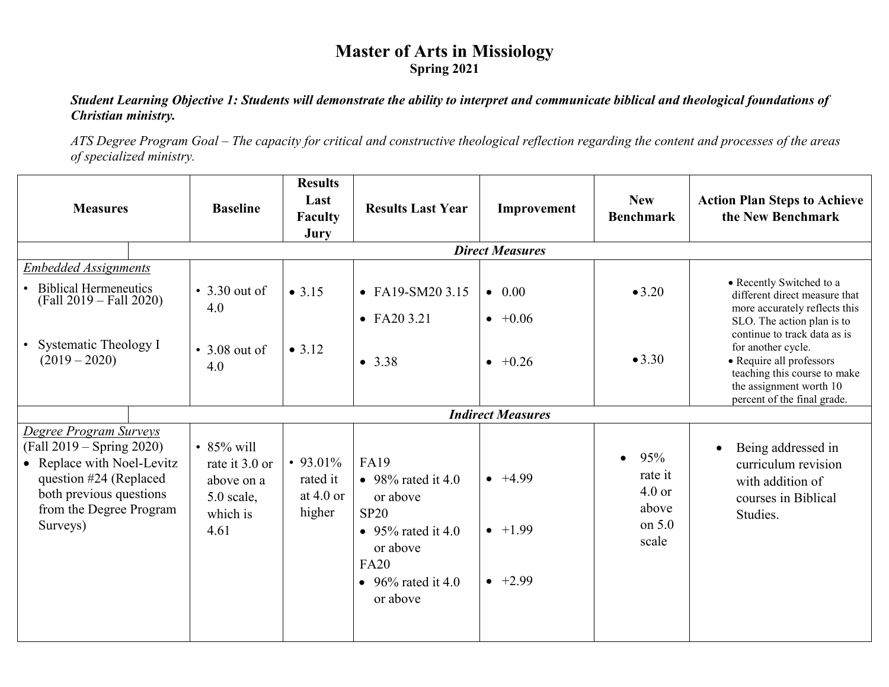# Master of Arts in Missiology

**Spring 2021**

***Student Learning Objective 1: Students will demonstrate the ability to interpret and communicate biblical and theological foundations of Christian ministry.***

*ATS Degree Program Goal – The capacity for critical and constructive theological reflection regarding the content and processes of the areas of specialized ministry.*

| Measures | Baseline | Results Last Faculty Jury | Results Last Year | Improvement | New Benchmark | Action Plan Steps to Achieve the New Benchmark |
|---|---|---|---|---|---|---|
| ***Direct Measures*** | | | | | | |
| *Embedded Assignments*<br>• Biblical Hermeneutics (Fall 2019 – Fall 2020) | • 3.30 out of 4.0 | • 3.15 | • FA19-SM20 3.15<br>• FA20 3.21 | • 0.00<br>• +0.06 | • 3.20 | • Recently Switched to a different direct measure that more accurately reflects this SLO. The action plan is to continue to track data as is for another cycle. |
| • Systematic Theology I (2019 – 2020) | • 3.08 out of 4.0 | • 3.12 | • 3.38 | • +0.26 | • 3.30 | • Require all professors teaching this course to make the assignment worth 10 percent of the final grade. |
| ***Indirect Measures*** | | | | | | |
| *Degree Program Surveys* (Fall 2019 – Spring 2020)<br>• Replace with Noel-Levitz question #24 (Replaced both previous questions from the Degree Program Surveys) | • 85% will rate it 3.0 or above on a 5.0 scale, which is 4.61 | • 93.01% rated it at 4.0 or higher | FA19<br>• 98% rated it 4.0 or above<br>SP20<br>• 95% rated it 4.0 or above<br>FA20<br>• 96% rated it 4.0 or above | • +4.99<br>• +1.99<br>• +2.99 | • 95% rate it 4.0 or above on 5.0 scale | • Being addressed in curriculum revision with addition of courses in Biblical Studies. |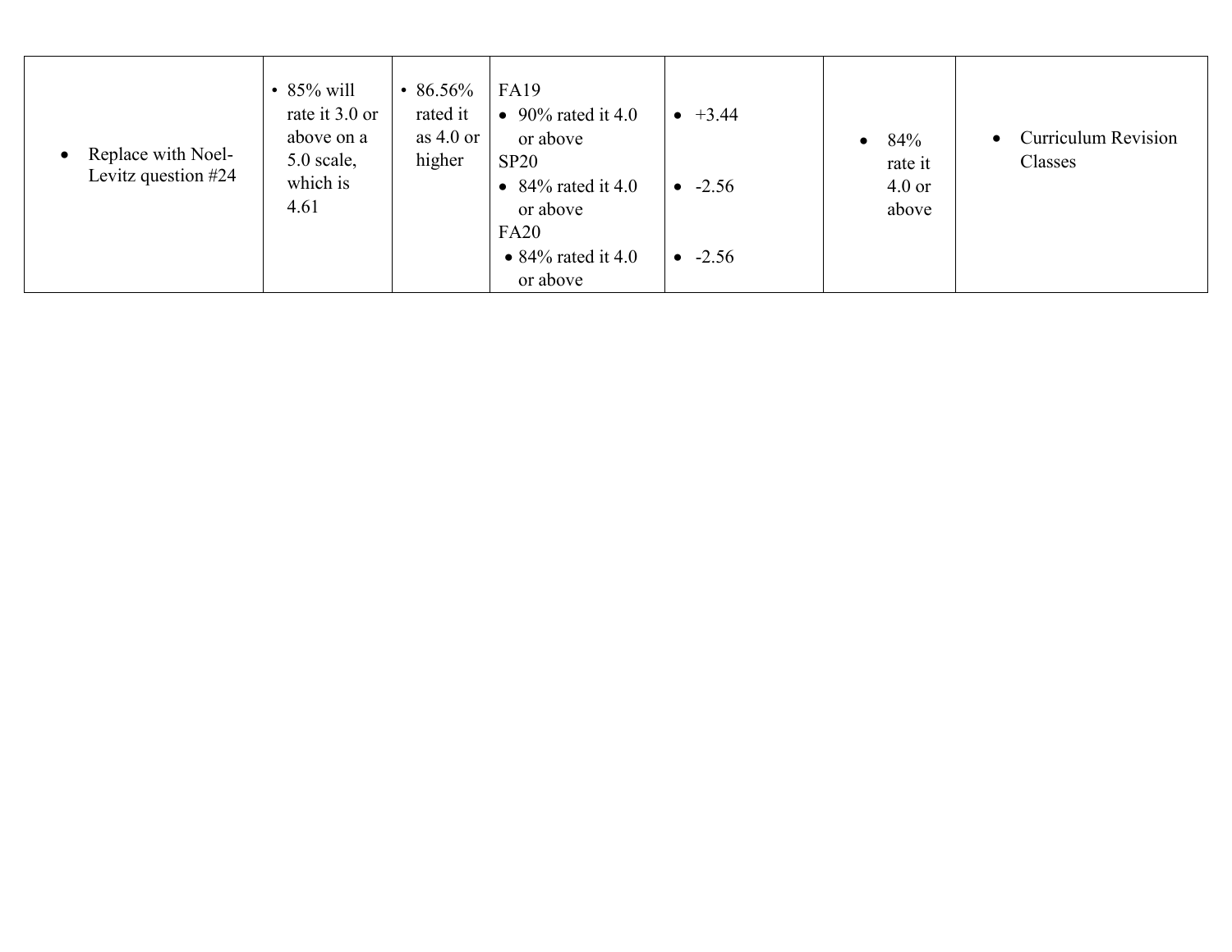|  |  |  |  |  |  |  |
|---|---|---|---|---|---|---|
| • Replace with Noel-Levitz question #24 | • 85% will rate it 3.0 or above on a 5.0 scale, which is 4.61 | • 86.56% rated it as 4.0 or higher | FA19<br>• 90% rated it 4.0 or above<br>SP20<br>• 84% rated it 4.0 or above<br>FA20<br>• 84% rated it 4.0 or above | • +3.44<br><br>• -2.56<br><br>• -2.56 | • 84% rate it 4.0 or above | • Curriculum Revision Classes |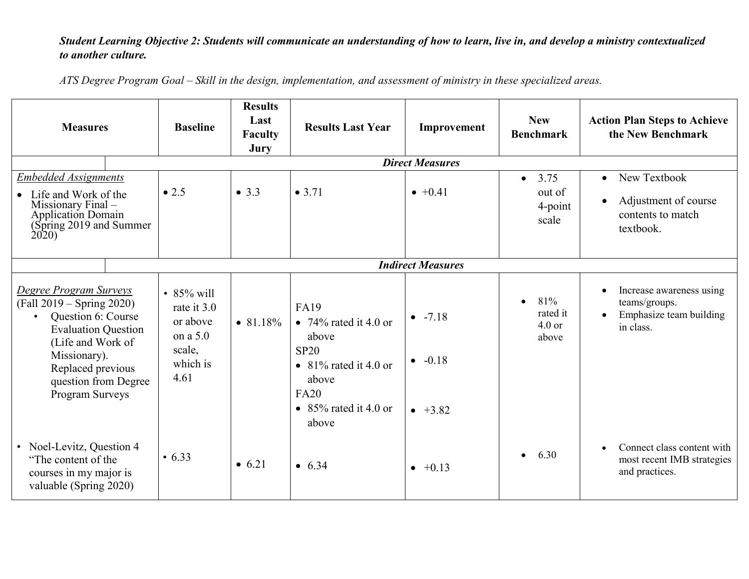***Student Learning Objective 2: Students will communicate an understanding of how to learn, live in, and develop a ministry contextualized to another culture.***

*ATS Degree Program Goal – Skill in the design, implementation, and assessment of ministry in these specialized areas.*

| Measures | Baseline | Results Last Faculty Jury | Results Last Year | Improvement | New Benchmark | Action Plan Steps to Achieve the New Benchmark |
|---|---|---|---|---|---|---|
| | | | ***Direct Measures*** | | | |
| *Embedded Assignments*<br>• Life and Work of the Missionary Final – Application Domain (Spring 2019 and Summer 2020) | • 2.5 | • 3.3 | • 3.71 | • +0.41 | • 3.75 out of 4-point scale | • New Textbook<br>• Adjustment of course contents to match textbook. |
| | | | ***Indirect Measures*** | | | |
| *Degree Program Surveys* (Fall 2019 – Spring 2020)<br>• Question 6: Course Evaluation Question (Life and Work of Missionary). Replaced previous question from Degree Program Surveys | • 85% will rate it 3.0 or above on a 5.0 scale, which is 4.61 | • 81.18% | FA19<br>• 74% rated it 4.0 or above<br>SP20<br>• 81% rated it 4.0 or above<br>FA20<br>• 85% rated it 4.0 or above | • -7.18<br>• -0.18<br>• +3.82 | • 81% rated it 4.0 or above | • Increase awareness using teams/groups.<br>• Emphasize team building in class. |
| • Noel-Levitz, Question 4 "The content of the courses in my major is valuable (Spring 2020) | • 6.33 | • 6.21 | • 6.34 | • +0.13 | • 6.30 | • Connect class content with most recent IMB strategies and practices. |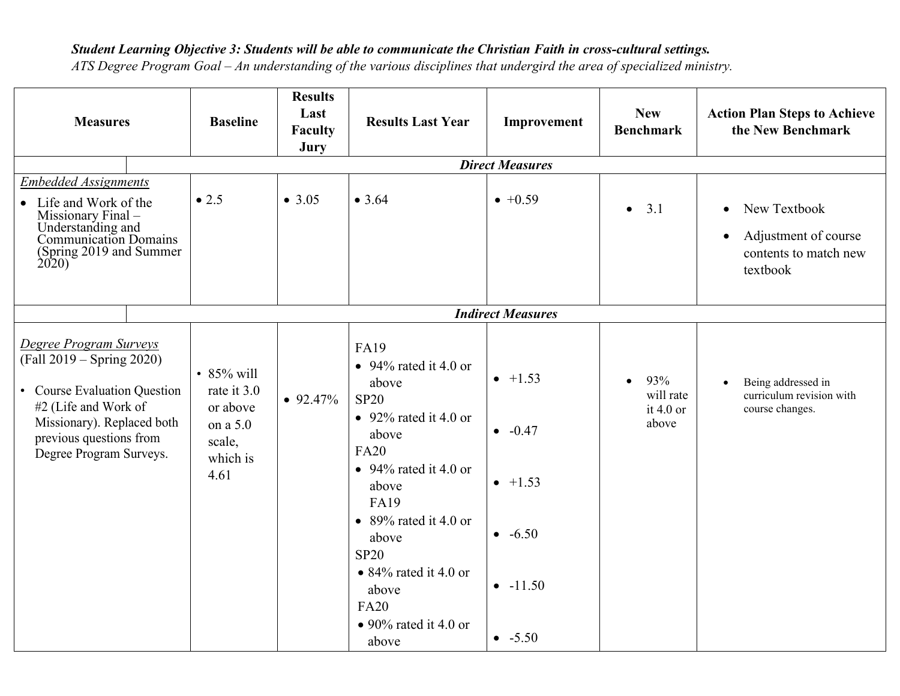***Student Learning Objective 3: Students will be able to communicate the Christian Faith in cross-cultural settings.***
*ATS Degree Program Goal – An understanding of the various disciplines that undergird the area of specialized ministry.*

| Measures | Baseline | Results Last Faculty Jury | Results Last Year | Improvement | New Benchmark | Action Plan Steps to Achieve the New Benchmark |
|---|---|---|---|---|---|---|
| ***Direct Measures*** | | | | | | |
| *Embedded Assignments*<br>• Life and Work of the Missionary Final – Understanding and Communication Domains (Spring 2019 and Summer 2020) | • 2.5 | • 3.05 | • 3.64 | • +0.59 | • 3.1 | • New Textbook<br>• Adjustment of course contents to match new textbook |
| ***Indirect Measures*** | | | | | | |
| *Degree Program Surveys* (Fall 2019 – Spring 2020)<br>• Course Evaluation Question #2 (Life and Work of Missionary). Replaced both previous questions from Degree Program Surveys. | • 85% will rate it 3.0 or above on a 5.0 scale, which is 4.61 | • 92.47% | FA19<br>• 94% rated it 4.0 or above<br>SP20<br>• 92% rated it 4.0 or above<br>FA20<br>• 94% rated it 4.0 or above<br>FA19<br>• 89% rated it 4.0 or above<br>SP20<br>• 84% rated it 4.0 or above<br>FA20<br>• 90% rated it 4.0 or above | • +1.53<br>• -0.47<br>• +1.53<br>• -6.50<br>• -11.50<br>• -5.50 | • 93% will rate it 4.0 or above | • Being addressed in curriculum revision with course changes. |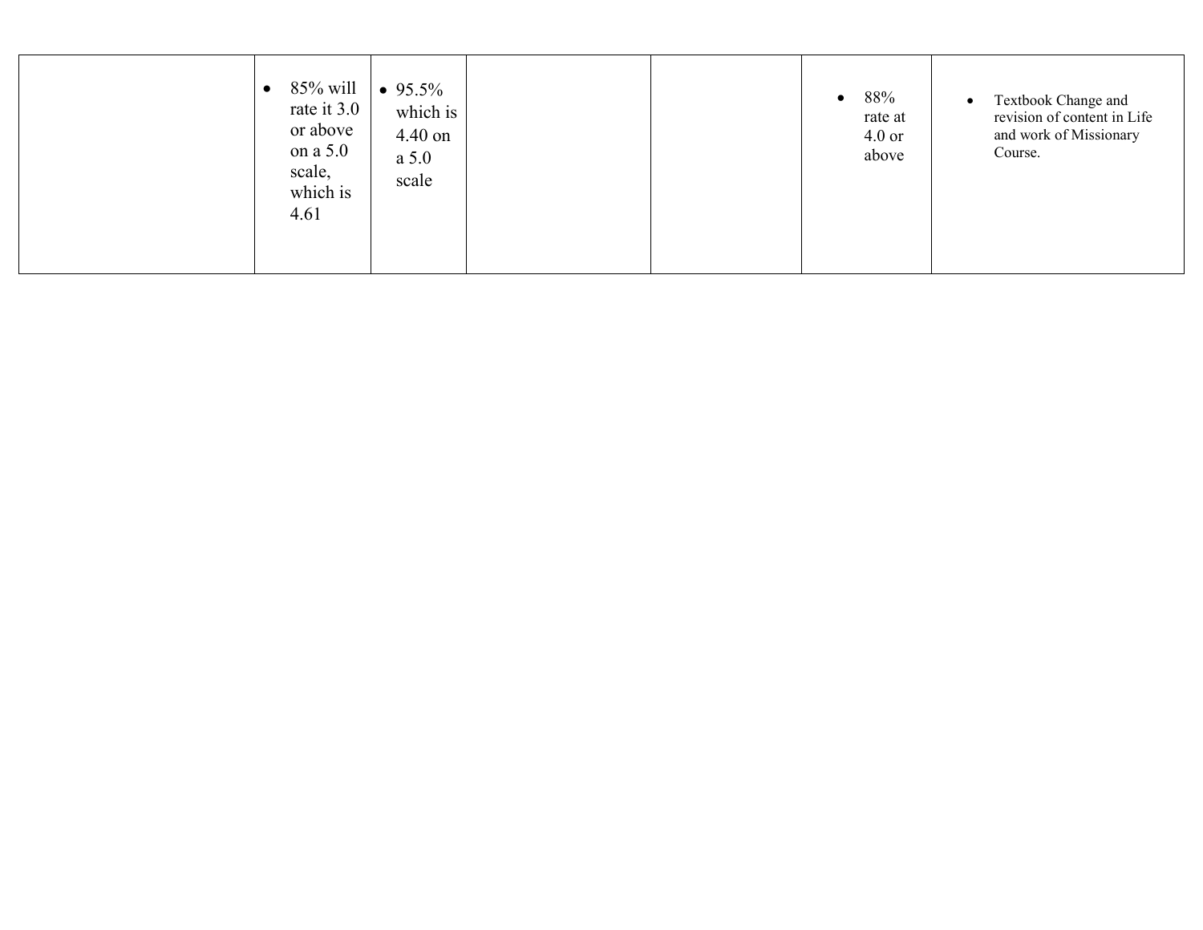|  |  |  |  |  |  |  |
|---|---|---|---|---|---|---|
|  | • 85% will rate it 3.0 or above on a 5.0 scale, which is 4.61 | • 95.5% which is 4.40 on a 5.0 scale |  |  | • 88% rate at 4.0 or above | • Textbook Change and revision of content in Life and work of Missionary Course. |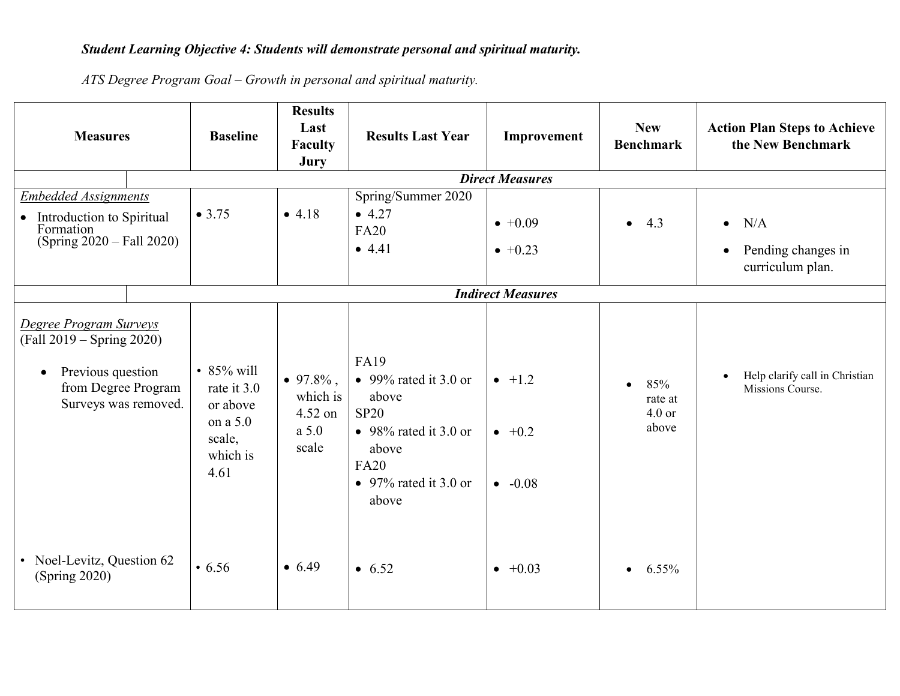***Student Learning Objective 4: Students will demonstrate personal and spiritual maturity.***

*ATS Degree Program Goal – Growth in personal and spiritual maturity.*

| Measures | Baseline | Results Last Faculty Jury | Results Last Year | Improvement | New Benchmark | Action Plan Steps to Achieve the New Benchmark |
|---|---|---|---|---|---|---|
| | | | ***Direct Measures*** | | | |
| <u>*Embedded Assignments*</u><br>• Introduction to Spiritual Formation (Spring 2020 – Fall 2020) | • 3.75 | • 4.18 | Spring/Summer 2020<br>• 4.27<br>FA20<br>• 4.41 | • +0.09<br>• +0.23 | • 4.3 | • N/A<br>• Pending changes in curriculum plan. |
| | | | ***Indirect Measures*** | | | |
| <u>*Degree Program Surveys*</u> (Fall 2019 – Spring 2020)<br>• Previous question from Degree Program Surveys was removed. | • 85% will rate it 3.0 or above on a 5.0 scale, which is 4.61 | • 97.8% , which is 4.52 on a 5.0 scale | FA19<br>• 99% rated it 3.0 or above<br>SP20<br>• 98% rated it 3.0 or above<br>FA20<br>• 97% rated it 3.0 or above | • +1.2<br>• +0.2<br>• -0.08 | • 85% rate at 4.0 or above | • Help clarify call in Christian Missions Course. |
| • Noel-Levitz, Question 62 (Spring 2020) | • 6.56 | • 6.49 | • 6.52 | • +0.03 | • 6.55% | |